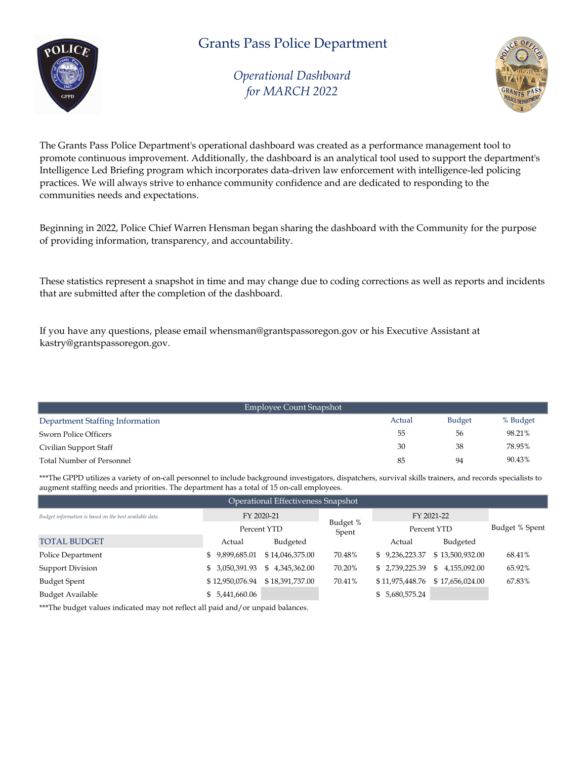# Grants Pass Police Department

## *Operational Dashboard for MARCH 2022*

The Grants Pass Police Department's operational dashboard was created as a performance management tool to promote continuous improvement. Additionally, the dashboard is an analytical tool used to support the department's Intelligence Led Briefing program which incorporates data-driven law enforcement with intelligence-led policing practices. We will always strive to enhance community confidence and are dedicated to responding to the communities needs and expectations.

Beginning in 2022, Police Chief Warren Hensman began sharing the dashboard with the Community for the purpose of providing information, transparency, and accountability.

These statistics represent a snapshot in time and may change due to coding corrections as well as reports and incidents that are submitted after the completion of the dashboard.

If you have any questions, please email whensman@grantspassoregon.gov or his Executive Assistant at kastry@grantspassoregon.gov.

### Employee Count Snapshot

| Department Staffing Information | Actual | Budget | % Budget |
|---|---|---|---|
| Sworn Police Officers | 55 | 56 | 98.21% |
| Civilian Support Staff | 30 | 38 | 78.95% |
| Total Number of Personnel | 85 | 94 | 90.43% |

***The GPPD utilizes a variety of on-call personnel to include background investigators, dispatchers, survival skills trainers, and records specialists to augment staffing needs and priorities. The department has a total of 15 on-call employees.

### Operational Effectiveness Snapshot

*Budget information is based on the best available data.*

| | FY 2020-21 | | Budget % Spent | FY 2021-22 | | Budget % Spent |
|---|---|---|---|---|---|---|
| | Percent YTD | | | Percent YTD | | |
| TOTAL BUDGET | Actual | Budgeted | | Actual | Budgeted | |
| Police Department | $ 9,899,685.01 | $ 14,046,375.00 | 70.48% | $ 9,236,223.37 | $ 13,500,932.00 | 68.41% |
| Support Division | $ 3,050,391.93 | $ 4,345,362.00 | 70.20% | $ 2,739,225.39 | $ 4,155,092.00 | 65.92% |
| Budget Spent | $ 12,950,076.94 | $ 18,391,737.00 | 70.41% | $ 11,975,448.76 | $ 17,656,024.00 | 67.83% |
| Budget Available | $ 5,441,660.06 | | | $ 5,680,575.24 | | |

***The budget values indicated may not reflect all paid and/or unpaid balances.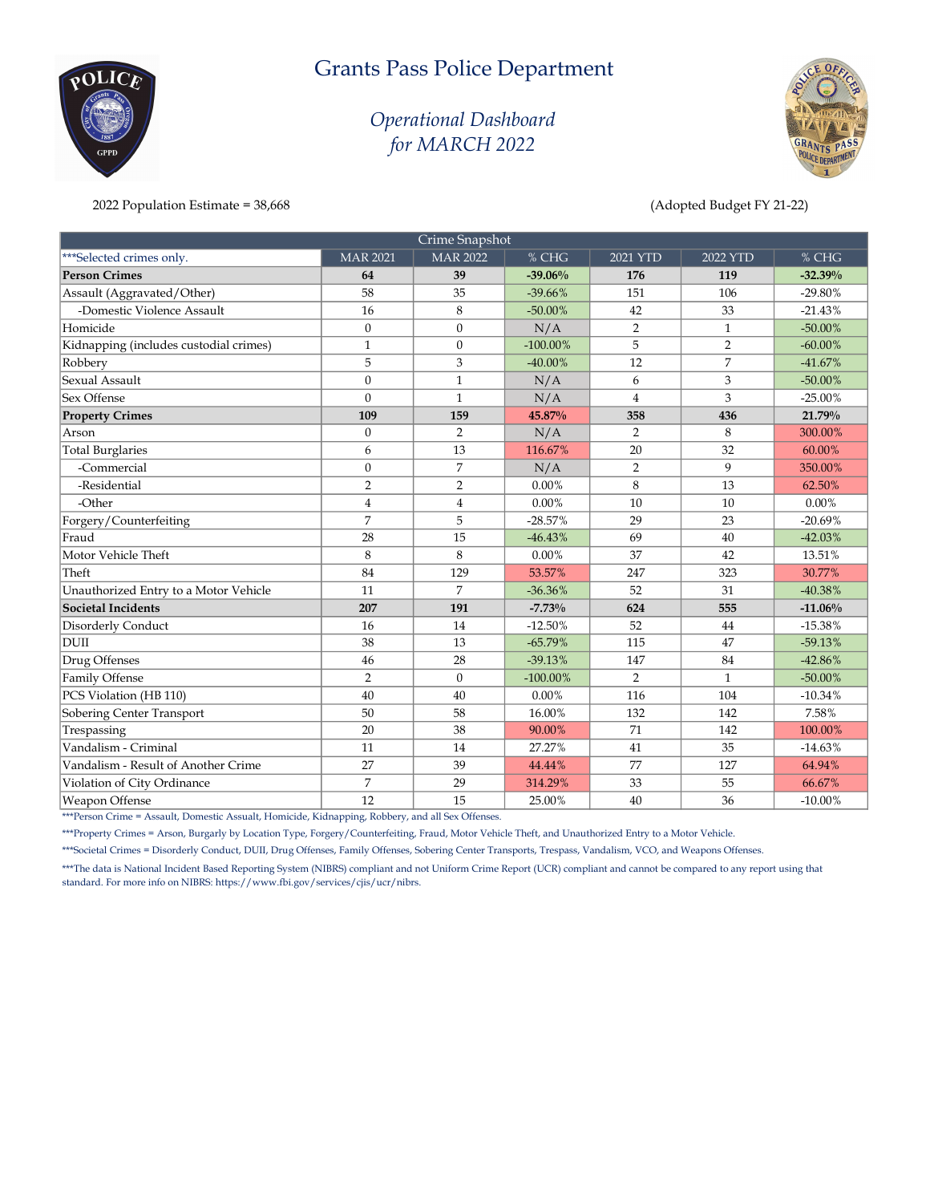# Grants Pass Police Department

*Operational Dashboard*
*for MARCH 2022*

2022 Population Estimate = 38,668

(Adopted Budget FY 21-22)

| Crime Snapshot | | | | | | |
|---|---|---|---|---|---|---|
| ***Selected crimes only. | MAR 2021 | MAR 2022 | % CHG | 2021 YTD | 2022 YTD | % CHG |
| **Person Crimes** | **64** | **39** | **-39.06%** | **176** | **119** | **-32.39%** |
| Assault (Aggravated/Other) | 58 | 35 | -39.66% | 151 | 106 | -29.80% |
| -Domestic Violence Assault | 16 | 8 | -50.00% | 42 | 33 | -21.43% |
| Homicide | 0 | 0 | N/A | 2 | 1 | -50.00% |
| Kidnapping (includes custodial crimes) | 1 | 0 | -100.00% | 5 | 2 | -60.00% |
| Robbery | 5 | 3 | -40.00% | 12 | 7 | -41.67% |
| Sexual Assault | 0 | 1 | N/A | 6 | 3 | -50.00% |
| Sex Offense | 0 | 1 | N/A | 4 | 3 | -25.00% |
| **Property Crimes** | **109** | **159** | **45.87%** | **358** | **436** | **21.79%** |
| Arson | 0 | 2 | N/A | 2 | 8 | 300.00% |
| Total Burglaries | 6 | 13 | 116.67% | 20 | 32 | 60.00% |
| -Commercial | 0 | 7 | N/A | 2 | 9 | 350.00% |
| -Residential | 2 | 2 | 0.00% | 8 | 13 | 62.50% |
| -Other | 4 | 4 | 0.00% | 10 | 10 | 0.00% |
| Forgery/Counterfeiting | 7 | 5 | -28.57% | 29 | 23 | -20.69% |
| Fraud | 28 | 15 | -46.43% | 69 | 40 | -42.03% |
| Motor Vehicle Theft | 8 | 8 | 0.00% | 37 | 42 | 13.51% |
| Theft | 84 | 129 | 53.57% | 247 | 323 | 30.77% |
| Unauthorized Entry to a Motor Vehicle | 11 | 7 | -36.36% | 52 | 31 | -40.38% |
| **Societal Incidents** | **207** | **191** | **-7.73%** | **624** | **555** | **-11.06%** |
| Disorderly Conduct | 16 | 14 | -12.50% | 52 | 44 | -15.38% |
| DUII | 38 | 13 | -65.79% | 115 | 47 | -59.13% |
| Drug Offenses | 46 | 28 | -39.13% | 147 | 84 | -42.86% |
| Family Offense | 2 | 0 | -100.00% | 2 | 1 | -50.00% |
| PCS Violation (HB 110) | 40 | 40 | 0.00% | 116 | 104 | -10.34% |
| Sobering Center Transport | 50 | 58 | 16.00% | 132 | 142 | 7.58% |
| Trespassing | 20 | 38 | 90.00% | 71 | 142 | 100.00% |
| Vandalism - Criminal | 11 | 14 | 27.27% | 41 | 35 | -14.63% |
| Vandalism - Result of Another Crime | 27 | 39 | 44.44% | 77 | 127 | 64.94% |
| Violation of City Ordinance | 7 | 29 | 314.29% | 33 | 55 | 66.67% |
| Weapon Offense | 12 | 15 | 25.00% | 40 | 36 | -10.00% |

***Person Crime = Assault, Domestic Assault, Homicide, Kidnapping, Robbery, and all Sex Offenses.

***Property Crimes = Arson, Burgarly by Location Type, Forgery/Counterfeiting, Fraud, Motor Vehicle Theft, and Unauthorized Entry to a Motor Vehicle.

***Societal Crimes = Disorderly Conduct, DUII, Drug Offenses, Family Offenses, Sobering Center Transports, Trespass, Vandalism, VCO, and Weapons Offenses.

***The data is National Incident Based Reporting System (NIBRS) compliant and not Uniform Crime Report (UCR) compliant and cannot be compared to any report using that standard. For more info on NIBRS: https://www.fbi.gov/services/cjis/ucr/nibrs.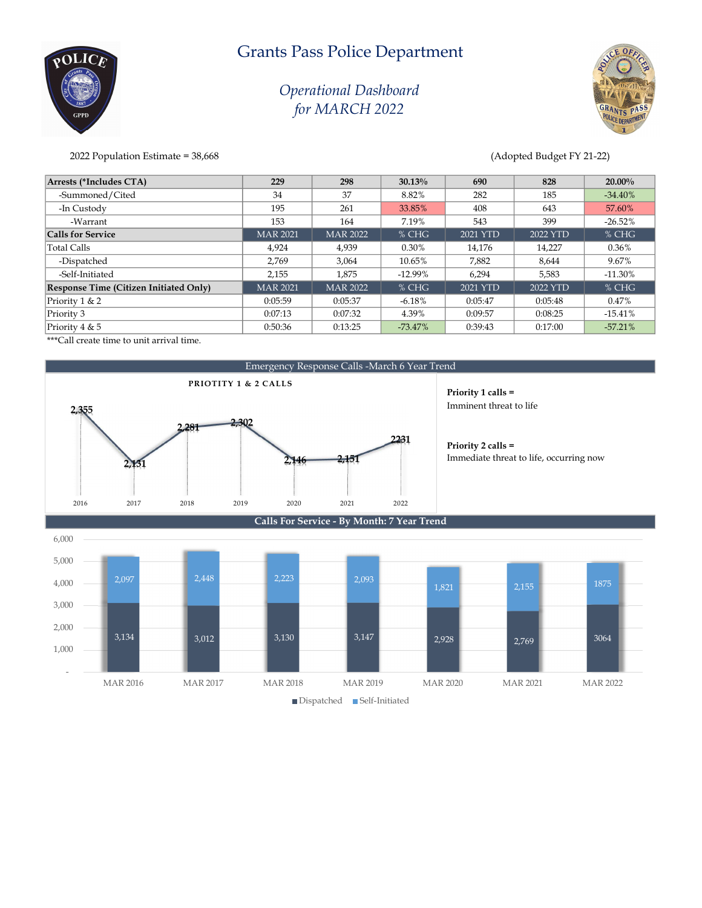# Grants Pass Police Department

*Operational Dashboard for MARCH 2022*

2022 Population Estimate = 38,668

(Adopted Budget FY 21-22)

| Arrests (*Includes CTA) | 229 | 298 | 30.13% | 690 | 828 | 20.00% |
|---|---|---|---|---|---|---|
| -Summoned/Cited | 34 | 37 | 8.82% | 282 | 185 | -34.40% |
| -In Custody | 195 | 261 | 33.85% | 408 | 643 | 57.60% |
| -Warrant | 153 | 164 | 7.19% | 543 | 399 | -26.52% |
| **Calls for Service** | MAR 2021 | MAR 2022 | % CHG | 2021 YTD | 2022 YTD | % CHG |
| Total Calls | 4,924 | 4,939 | 0.30% | 14,176 | 14,227 | 0.36% |
| -Dispatched | 2,769 | 3,064 | 10.65% | 7,882 | 8,644 | 9.67% |
| -Self-Initiated | 2,155 | 1,875 | -12.99% | 6,294 | 5,583 | -11.30% |
| **Response Time (Citizen Initiated Only)** | MAR 2021 | MAR 2022 | % CHG | 2021 YTD | 2022 YTD | % CHG |
| Priority 1 & 2 | 0:05:59 | 0:05:37 | -6.18% | 0:05:47 | 0:05:48 | 0.47% |
| Priority 3 | 0:07:13 | 0:07:32 | 4.39% | 0:09:57 | 0:08:25 | -15.41% |
| Priority 4 & 5 | 0:50:36 | 0:13:25 | -73.47% | 0:39:43 | 0:17:00 | -57.21% |

***Call create time to unit arrival time.

## Emergency Response Calls -March 6 Year Trend

PRIOTITY 1 & 2 CALLS

2,355
2,131
2,281
2,302
2,146
2,151
2231

2016 2017 2018 2019 2020 2021 2022

**Priority 1 calls =**
Imminent threat to life

**Priority 2 calls =**
Immediate threat to life, occurring now

## Calls For Service - By Month: 7 Year Trend

6,000
5,000
4,000
3,000
2,000
1,000
-

MAR 2016: 2,097 / 3,134
MAR 2017: 2,448 / 3,012
MAR 2018: 2,223 / 3,130
MAR 2019: 2,093 / 3,147
MAR 2020: 1,821 / 2,928
MAR 2021: 2,155 / 2,769
MAR 2022: 1875 / 3064

Dispatched  Self-Initiated